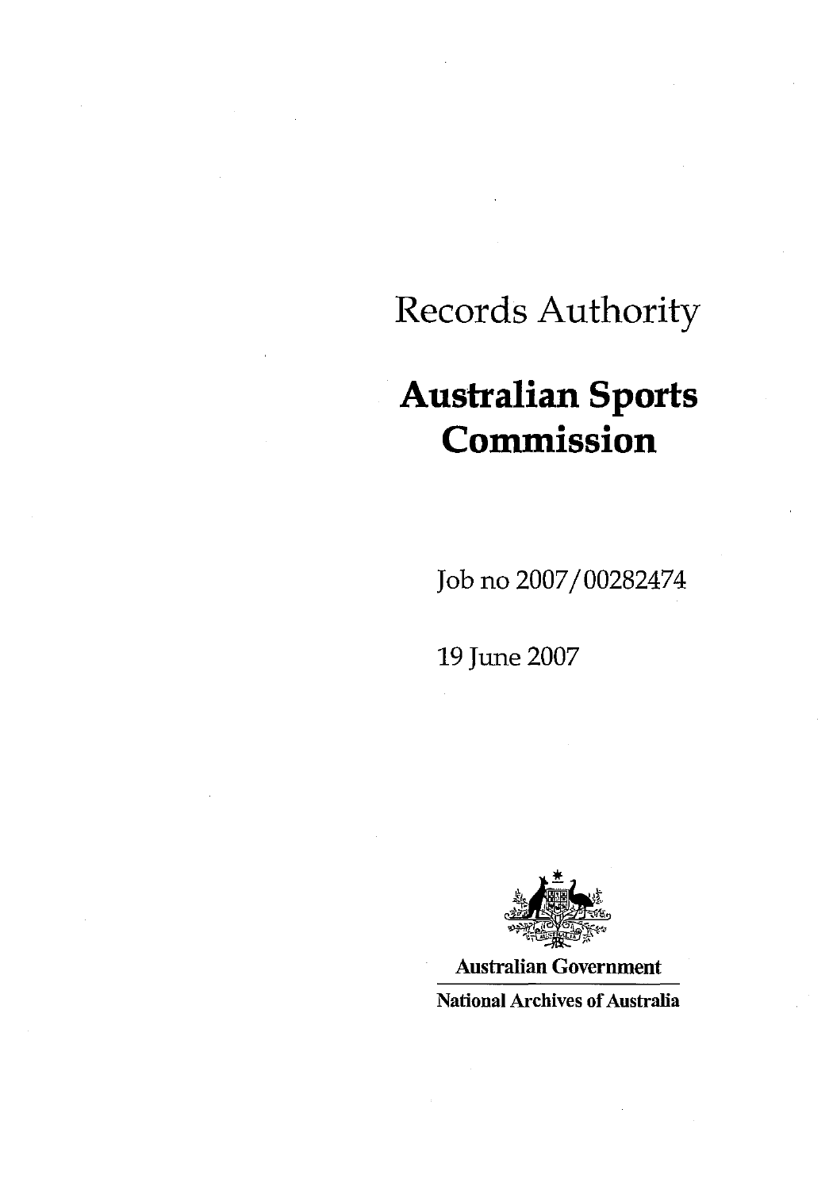Records Authority

# Australian Sports Commission

Job no 2007/00282474

19 June 2007

**Australian Government**

**National Archives of Australia**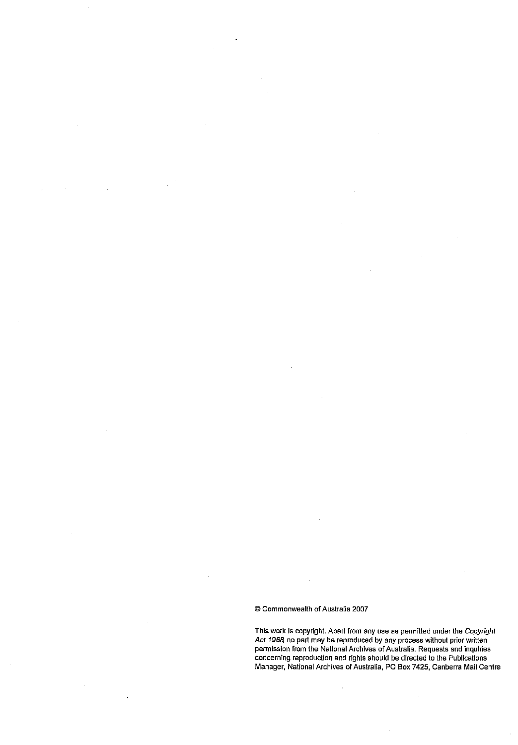© Commonwealth of Australia 2007

This work is copyright. Apart from any use as permitted under the *Copyright Act 1968*, no part may be reproduced by any process without prior written permission from the National Archives of Australia. Requests and inquiries concerning reproduction and rights should be directed to the Publications Manager, National Archives of Australia, PO Box 7425, Canberra Mail Centre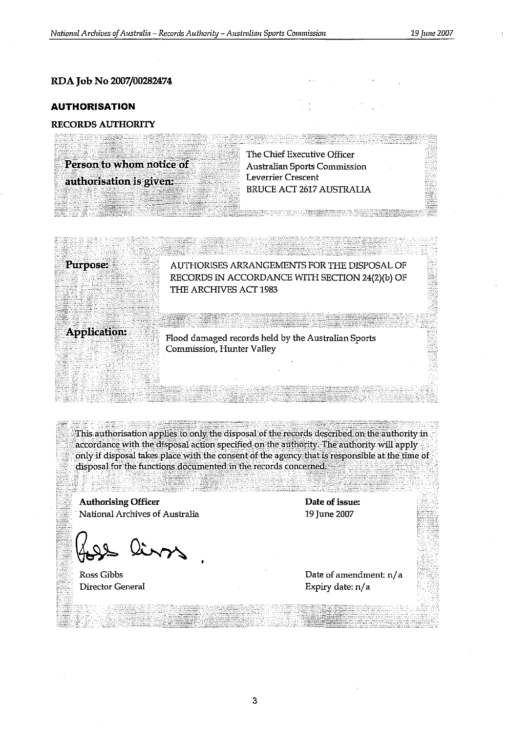**RDA Job No 2007/00282474**

## AUTHORISATION

**RECORDS AUTHORITY**

| | |
|---|---|
| **Person to whom notice of authorisation is given:** | The Chief Executive Officer<br>Australian Sports Commission<br>Leverrier Crescent<br>BRUCE ACT 2617 AUSTRALIA |

| | |
|---|---|
| **Purpose:** | AUTHORISES ARRANGEMENTS FOR THE DISPOSAL OF RECORDS IN ACCORDANCE WITH SECTION 24(2)(b) OF THE ARCHIVES ACT 1983 |
| **Application:** | Flood damaged records held by the Australian Sports Commission, Hunter Valley |

This authorisation applies to only the disposal of the records described on the authority in accordance with the disposal action specified on the authority. The authority will apply only if disposal takes place with the consent of the agency that is responsible at the time of disposal for the functions documented in the records concerned.

| | |
|---|---|
| **Authorising Officer**<br>National Archives of Australia | **Date of issue:**<br>19 June 2007 |
| Ross Gibbs<br>Director General | Date of amendment: n/a<br>Expiry date: n/a |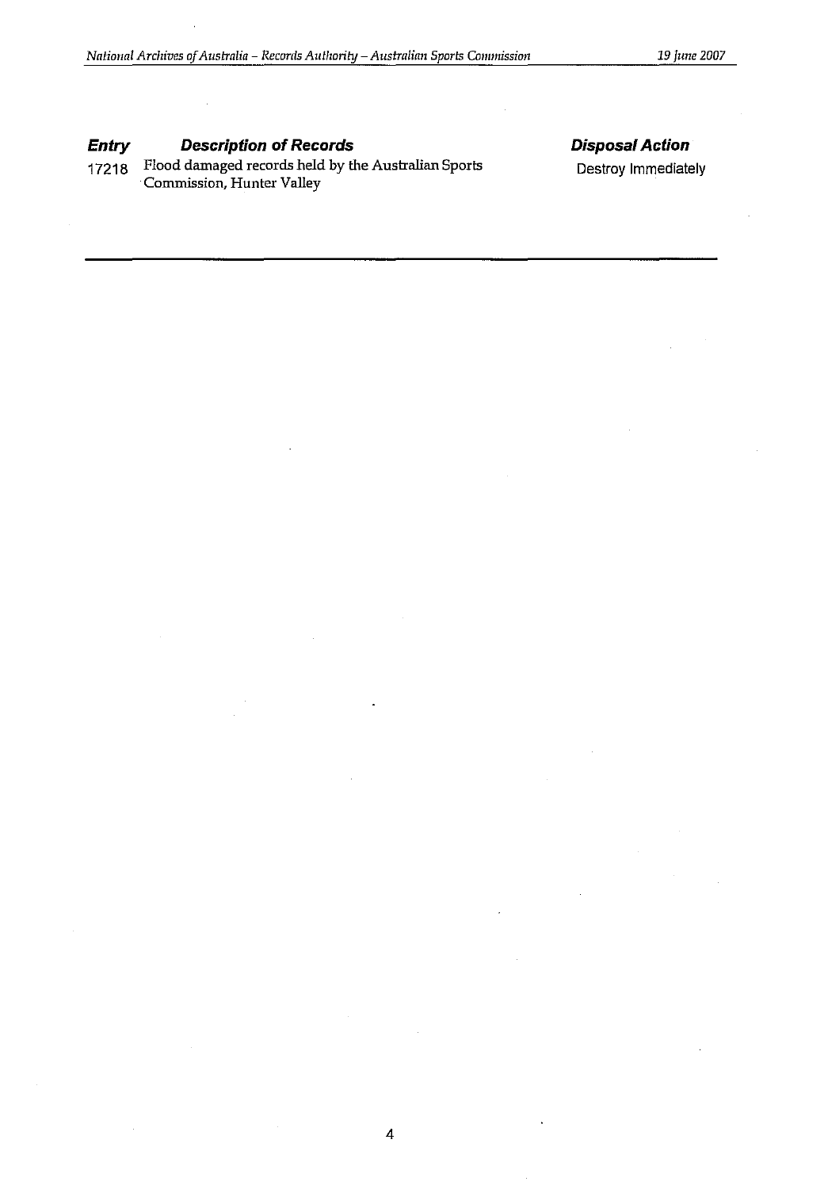| Entry | Description of Records | Disposal Action |
| --- | --- | --- |
| 17218 | Flood damaged records held by the Australian Sports Commission, Hunter Valley | Destroy Immediately |